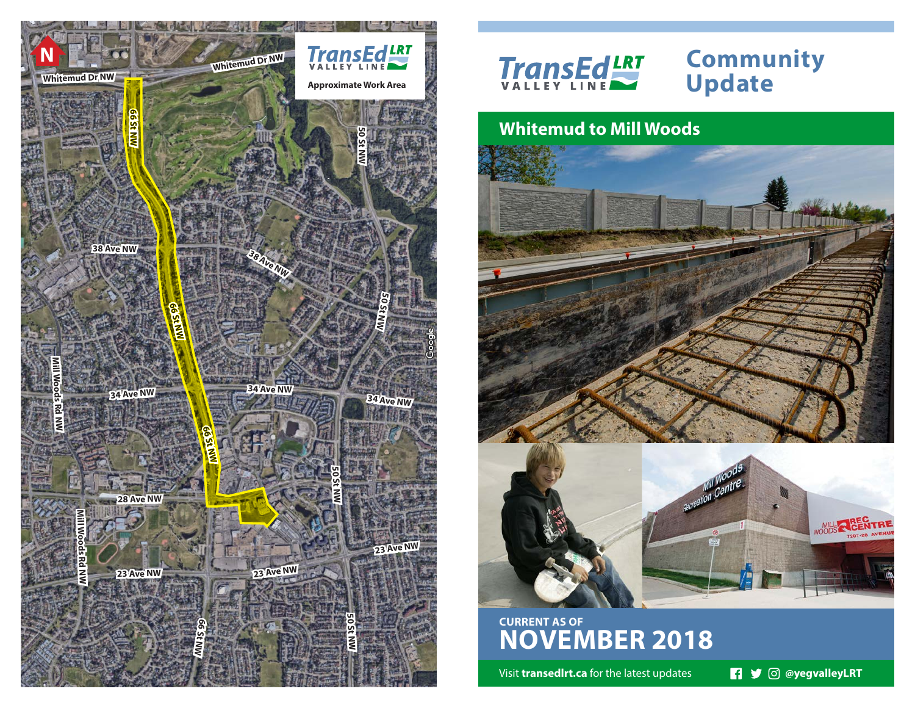# TransEd LRT Valley Line

## Community Update

## Whitemud to Mill Woods

**Approximate Work Area**

Whitemud Dr NW

66 St NW

50 St NW

38 Ave NW

34 Ave NW

28 Ave NW

23 Ave NW

Mill Woods Rd NW

CURRENT AS OF

# NOVEMBER 2018

Visit **transedlrt.ca** for the latest updates

@yegvalleyLRT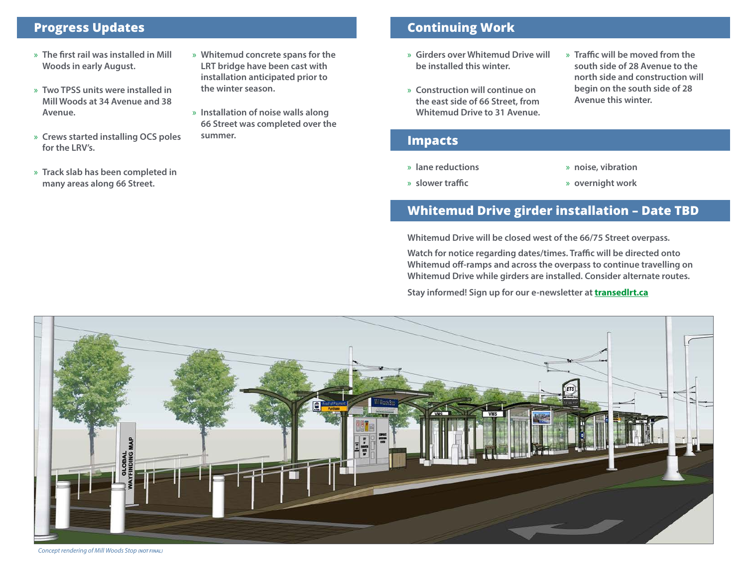## Progress Updates

- The first rail was installed in Mill Woods in early August.
- Two TPSS units were installed in Mill Woods at 34 Avenue and 38 Avenue.
- Crews started installing OCS poles for the LRV's.
- Track slab has been completed in many areas along 66 Street.
- Whitemud concrete spans for the LRT bridge have been cast with installation anticipated prior to the winter season.
- Installation of noise walls along 66 Street was completed over the summer.

## Continuing Work

- Girders over Whitemud Drive will be installed this winter.
- Construction will continue on the east side of 66 Street, from Whitemud Drive to 31 Avenue.
- Traffic will be moved from the south side of 28 Avenue to the north side and construction will begin on the south side of 28 Avenue this winter.

## Impacts

- lane reductions
- slower traffic
- noise, vibration
- overnight work

## Whitemud Drive girder installation – Date TBD

Whitemud Drive will be closed west of the 66/75 Street overpass.

Watch for notice regarding dates/times. Traffic will be directed onto Whitemud off-ramps and across the overpass to continue travelling on Whitemud Drive while girders are installed. Consider alternate routes.

Stay informed! Sign up for our e-newsletter at **transedlrt.ca**

*Concept rendering of Mill Woods Stop (NOT FINAL)*